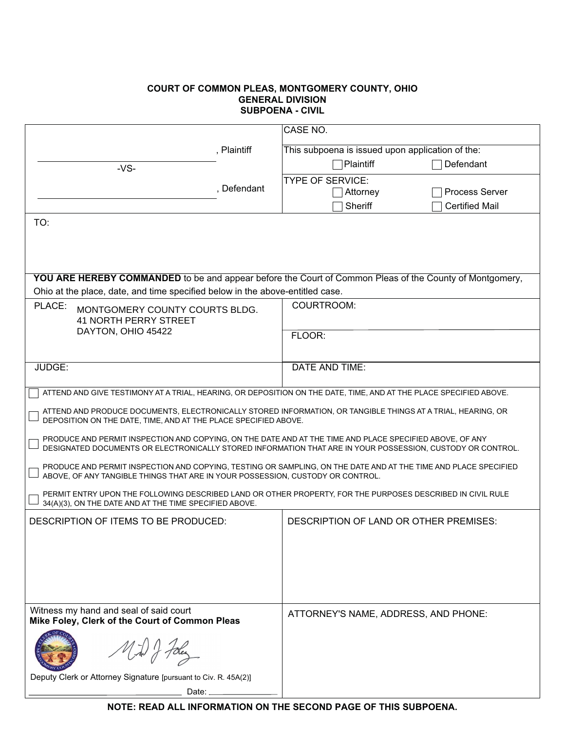**COURT OF COMMON PLEAS, MONTGOMERY COUNTY, OHIO**
**GENERAL DIVISION**
**SUBPOENA - CIVIL**

| | |
|---|---|
| ______________________, Plaintiff | CASE NO. |
| -VS- | This subpoena is issued upon application of the: ☐ Plaintiff ☐ Defendant |
| ______________________, Defendant | TYPE OF SERVICE: ☐ Attorney ☐ Process Server ☐ Sheriff ☐ Certified Mail |

TO:

**YOU ARE HEREBY COMMANDED** to be and appear before the Court of Common Pleas of the County of Montgomery, Ohio at the place, date, and time specified below in the above-entitled case.

| | |
|---|---|
| PLACE: MONTGOMERY COUNTY COURTS BLDG. 41 NORTH PERRY STREET DAYTON, OHIO 45422 | COURTROOM: |
| | FLOOR: |
| JUDGE: | DATE AND TIME: |

☐ ATTEND AND GIVE TESTIMONY AT A TRIAL, HEARING, OR DEPOSITION ON THE DATE, TIME, AND AT THE PLACE SPECIFIED ABOVE.

☐ ATTEND AND PRODUCE DOCUMENTS, ELECTRONICALLY STORED INFORMATION, OR TANGIBLE THINGS AT A TRIAL, HEARING, OR DEPOSITION ON THE DATE, TIME, AND AT THE PLACE SPECIFIED ABOVE.

☐ PRODUCE AND PERMIT INSPECTION AND COPYING, ON THE DATE AND AT THE TIME AND PLACE SPECIFIED ABOVE, OF ANY DESIGNATED DOCUMENTS OR ELECTRONICALLY STORED INFORMATION THAT ARE IN YOUR POSSESSION, CUSTODY OR CONTROL.

☐ PRODUCE AND PERMIT INSPECTION AND COPYING, TESTING OR SAMPLING, ON THE DATE AND AT THE TIME AND PLACE SPECIFIED ABOVE, OF ANY TANGIBLE THINGS THAT ARE IN YOUR POSSESSION, CUSTODY OR CONTROL.

☐ PERMIT ENTRY UPON THE FOLLOWING DESCRIBED LAND OR OTHER PROPERTY, FOR THE PURPOSES DESCRIBED IN CIVIL RULE 34(A)(3), ON THE DATE AND AT THE TIME SPECIFIED ABOVE.

| | |
|---|---|
| DESCRIPTION OF ITEMS TO BE PRODUCED: | DESCRIPTION OF LAND OR OTHER PREMISES: |

| | |
|---|---|
| Witness my hand and seal of said court<br>**Mike Foley, Clerk of the Court of Common Pleas**<br><br>Deputy Clerk or Attorney Signature [pursuant to Civ. R. 45A(2)]<br>______________________ Date: __________ | ATTORNEY'S NAME, ADDRESS, AND PHONE: |

**NOTE: READ ALL INFORMATION ON THE SECOND PAGE OF THIS SUBPOENA.**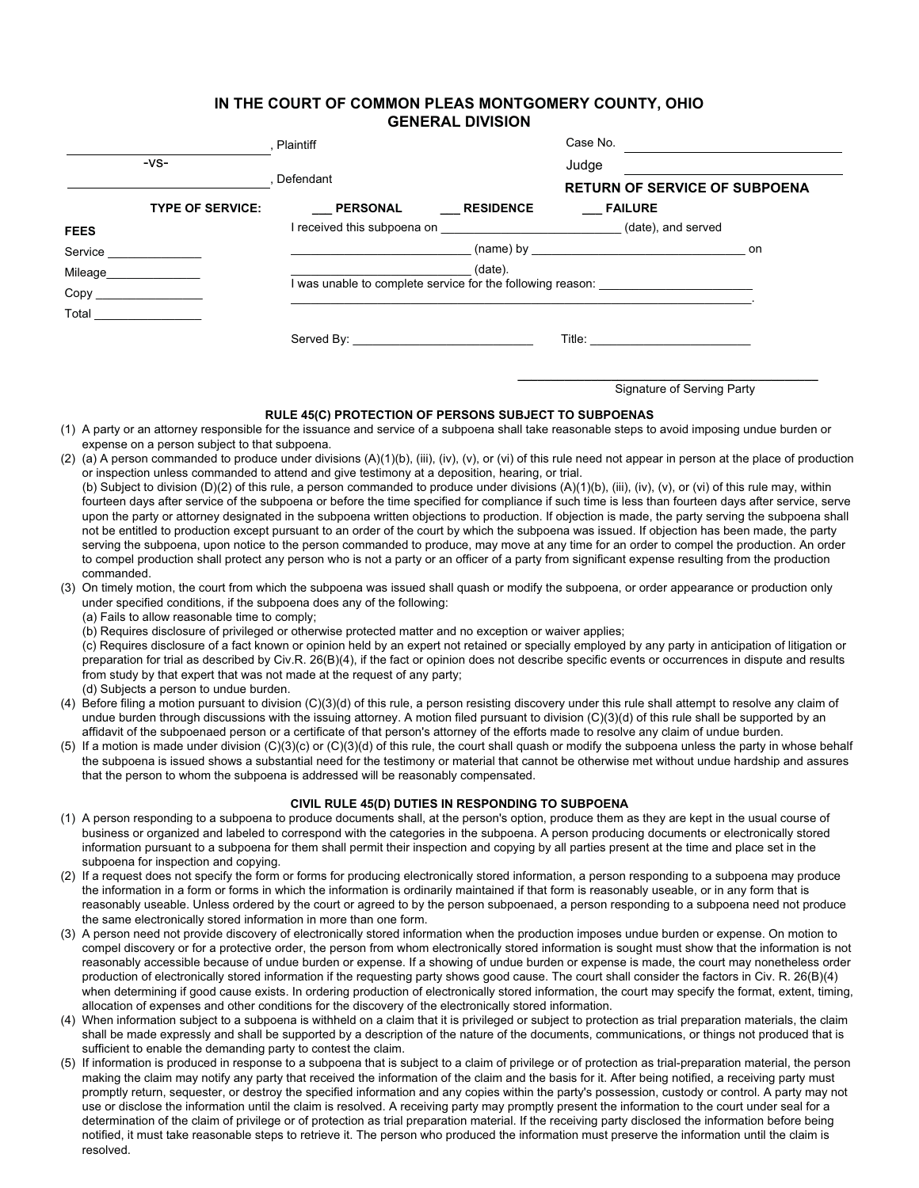# IN THE COURT OF COMMON PLEAS MONTGOMERY COUNTY, OHIO
## GENERAL DIVISION

______________________________, Plaintiff

-VS-

______________________________, Defendant

Case No. ______________________________

Judge ______________________________

**RETURN OF SERVICE OF SUBPOENA**

**TYPE OF SERVICE:** ___ **PERSONAL** ___ **RESIDENCE** ___ **FAILURE**

**FEES**

Service ______________

Mileage______________

Copy ________________

Total ________________

I received this subpoena on __________________________ (date), and served

__________________________ (name) by ________________________________ on

__________________________ (date).

I was unable to complete service for the following reason: ________________________

______________________________________________________________________________.

Served By: ___________________________ Title: ________________________

_______________________________________

Signature of Serving Party

### RULE 45(C) PROTECTION OF PERSONS SUBJECT TO SUBPOENAS

(1) A party or an attorney responsible for the issuance and service of a subpoena shall take reasonable steps to avoid imposing undue burden or expense on a person subject to that subpoena.

(2) (a) A person commanded to produce under divisions (A)(1)(b), (iii), (iv), (v), or (vi) of this rule need not appear in person at the place of production or inspection unless commanded to attend and give testimony at a deposition, hearing, or trial.
(b) Subject to division (D)(2) of this rule, a person commanded to produce under divisions (A)(1)(b), (iii), (iv), (v), or (vi) of this rule may, within fourteen days after service of the subpoena or before the time specified for compliance if such time is less than fourteen days after service, serve upon the party or attorney designated in the subpoena written objections to production. If objection is made, the party serving the subpoena shall not be entitled to production except pursuant to an order of the court by which the subpoena was issued. If objection has been made, the party serving the subpoena, upon notice to the person commanded to produce, may move at any time for an order to compel the production. An order to compel production shall protect any person who is not a party or an officer of a party from significant expense resulting from the production commanded.

(3) On timely motion, the court from which the subpoena was issued shall quash or modify the subpoena, or order appearance or production only under specified conditions, if the subpoena does any of the following:
(a) Fails to allow reasonable time to comply;
(b) Requires disclosure of privileged or otherwise protected matter and no exception or waiver applies;
(c) Requires disclosure of a fact known or opinion held by an expert not retained or specially employed by any party in anticipation of litigation or preparation for trial as described by Civ.R. 26(B)(4), if the fact or opinion does not describe specific events or occurrences in dispute and results from study by that expert that was not made at the request of any party;
(d) Subjects a person to undue burden.

(4) Before filing a motion pursuant to division (C)(3)(d) of this rule, a person resisting discovery under this rule shall attempt to resolve any claim of undue burden through discussions with the issuing attorney. A motion filed pursuant to division (C)(3)(d) of this rule shall be supported by an affidavit of the subpoenaed person or a certificate of that person's attorney of the efforts made to resolve any claim of undue burden.

(5) If a motion is made under division (C)(3)(c) or (C)(3)(d) of this rule, the court shall quash or modify the subpoena unless the party in whose behalf the subpoena is issued shows a substantial need for the testimony or material that cannot be otherwise met without undue hardship and assures that the person to whom the subpoena is addressed will be reasonably compensated.

### CIVIL RULE 45(D) DUTIES IN RESPONDING TO SUBPOENA

(1) A person responding to a subpoena to produce documents shall, at the person's option, produce them as they are kept in the usual course of business or organized and labeled to correspond with the categories in the subpoena. A person producing documents or electronically stored information pursuant to a subpoena for them shall permit their inspection and copying by all parties present at the time and place set in the subpoena for inspection and copying.

(2) If a request does not specify the form or forms for producing electronically stored information, a person responding to a subpoena may produce the information in a form or forms in which the information is ordinarily maintained if that form is reasonably useable, or in any form that is reasonably useable. Unless ordered by the court or agreed to by the person subpoenaed, a person responding to a subpoena need not produce the same electronically stored information in more than one form.

(3) A person need not provide discovery of electronically stored information when the production imposes undue burden or expense. On motion to compel discovery or for a protective order, the person from whom electronically stored information is sought must show that the information is not reasonably accessible because of undue burden or expense. If a showing of undue burden or expense is made, the court may nonetheless order production of electronically stored information if the requesting party shows good cause. The court shall consider the factors in Civ. R. 26(B)(4) when determining if good cause exists. In ordering production of electronically stored information, the court may specify the format, extent, timing, allocation of expenses and other conditions for the discovery of the electronically stored information.

(4) When information subject to a subpoena is withheld on a claim that it is privileged or subject to protection as trial preparation materials, the claim shall be made expressly and shall be supported by a description of the nature of the documents, communications, or things not produced that is sufficient to enable the demanding party to contest the claim.

(5) If information is produced in response to a subpoena that is subject to a claim of privilege or of protection as trial-preparation material, the person making the claim may notify any party that received the information of the claim and the basis for it. After being notified, a receiving party must promptly return, sequester, or destroy the specified information and any copies within the party's possession, custody or control. A party may not use or disclose the information until the claim is resolved. A receiving party may promptly present the information to the court under seal for a determination of the claim of privilege or of protection as trial preparation material. If the receiving party disclosed the information before being notified, it must take reasonable steps to retrieve it. The person who produced the information must preserve the information until the claim is resolved.